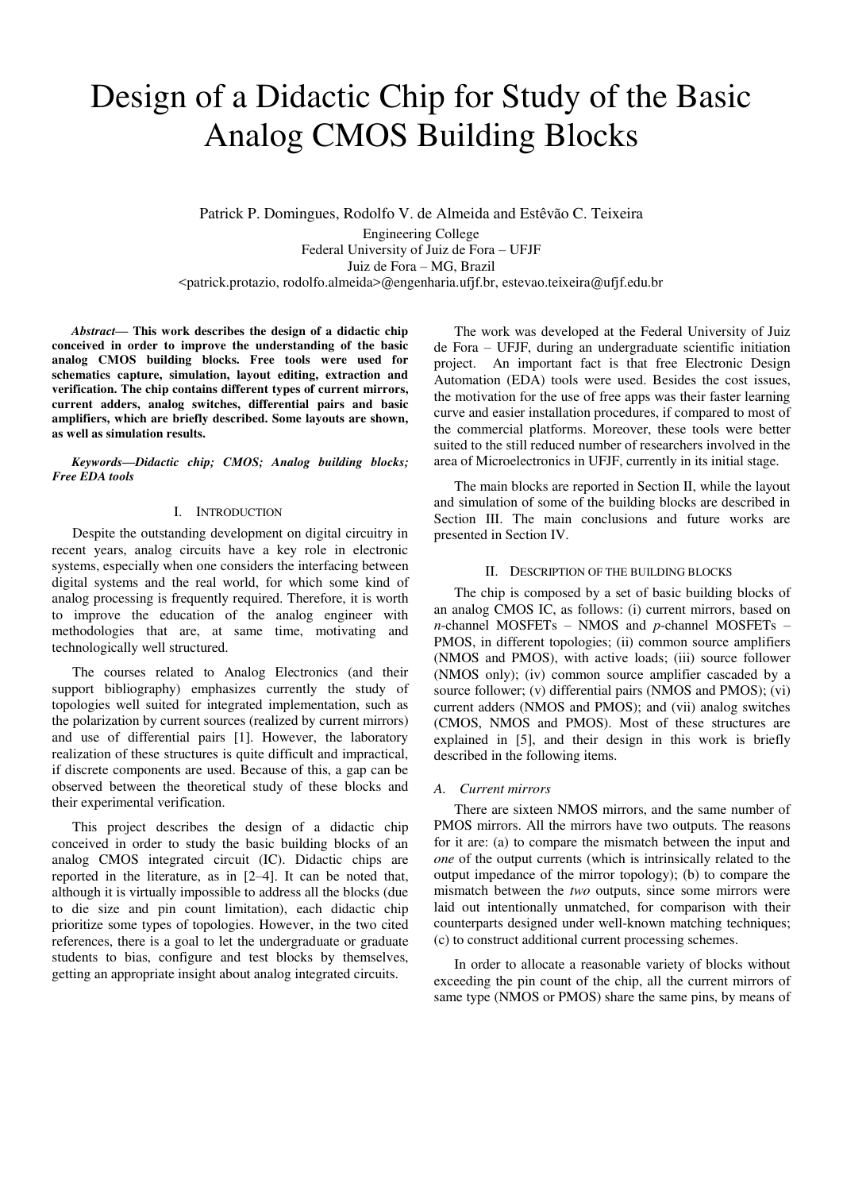# Design of a Didactic Chip for Study of the Basic Analog CMOS Building Blocks

Patrick P. Domingues, Rodolfo V. de Almeida and Estêvão C. Teixeira

Engineering College
Federal University of Juiz de Fora – UFJF
Juiz de Fora – MG, Brazil
<patrick.protazio, rodolfo.almeida>@engenharia.ufjf.br, estevao.teixeira@ufjf.edu.br

***Abstract*— This work describes the design of a didactic chip conceived in order to improve the understanding of the basic analog CMOS building blocks. Free tools were used for schematics capture, simulation, layout editing, extraction and verification. The chip contains different types of current mirrors, current adders, analog switches, differential pairs and basic amplifiers, which are briefly described. Some layouts are shown, as well as simulation results.**

***Keywords—Didactic chip; CMOS; Analog building blocks; Free EDA tools***

## I. Introduction

Despite the outstanding development on digital circuitry in recent years, analog circuits have a key role in electronic systems, especially when one considers the interfacing between digital systems and the real world, for which some kind of analog processing is frequently required. Therefore, it is worth to improve the education of the analog engineer with methodologies that are, at same time, motivating and technologically well structured.

The courses related to Analog Electronics (and their support bibliography) emphasizes currently the study of topologies well suited for integrated implementation, such as the polarization by current sources (realized by current mirrors) and use of differential pairs [1]. However, the laboratory realization of these structures is quite difficult and impractical, if discrete components are used. Because of this, a gap can be observed between the theoretical study of these blocks and their experimental verification.

This project describes the design of a didactic chip conceived in order to study the basic building blocks of an analog CMOS integrated circuit (IC). Didactic chips are reported in the literature, as in [2–4]. It can be noted that, although it is virtually impossible to address all the blocks (due to die size and pin count limitation), each didactic chip prioritize some types of topologies. However, in the two cited references, there is a goal to let the undergraduate or graduate students to bias, configure and test blocks by themselves, getting an appropriate insight about analog integrated circuits.

The work was developed at the Federal University of Juiz de Fora – UFJF, during an undergraduate scientific initiation project. An important fact is that free Electronic Design Automation (EDA) tools were used. Besides the cost issues, the motivation for the use of free apps was their faster learning curve and easier installation procedures, if compared to most of the commercial platforms. Moreover, these tools were better suited to the still reduced number of researchers involved in the area of Microelectronics in UFJF, currently in its initial stage.

The main blocks are reported in Section II, while the layout and simulation of some of the building blocks are described in Section III. The main conclusions and future works are presented in Section IV.

## II. Description of the Building Blocks

The chip is composed by a set of basic building blocks of an analog CMOS IC, as follows: (i) current mirrors, based on *n*-channel MOSFETs – NMOS and *p*-channel MOSFETs – PMOS, in different topologies; (ii) common source amplifiers (NMOS and PMOS), with active loads; (iii) source follower (NMOS only); (iv) common source amplifier cascaded by a source follower; (v) differential pairs (NMOS and PMOS); (vi) current adders (NMOS and PMOS); and (vii) analog switches (CMOS, NMOS and PMOS). Most of these structures are explained in [5], and their design in this work is briefly described in the following items.

### *A. Current mirrors*

There are sixteen NMOS mirrors, and the same number of PMOS mirrors. All the mirrors have two outputs. The reasons for it are: (a) to compare the mismatch between the input and *one* of the output currents (which is intrinsically related to the output impedance of the mirror topology); (b) to compare the mismatch between the *two* outputs, since some mirrors were laid out intentionally unmatched, for comparison with their counterparts designed under well-known matching techniques; (c) to construct additional current processing schemes.

In order to allocate a reasonable variety of blocks without exceeding the pin count of the chip, all the current mirrors of same type (NMOS or PMOS) share the same pins, by means of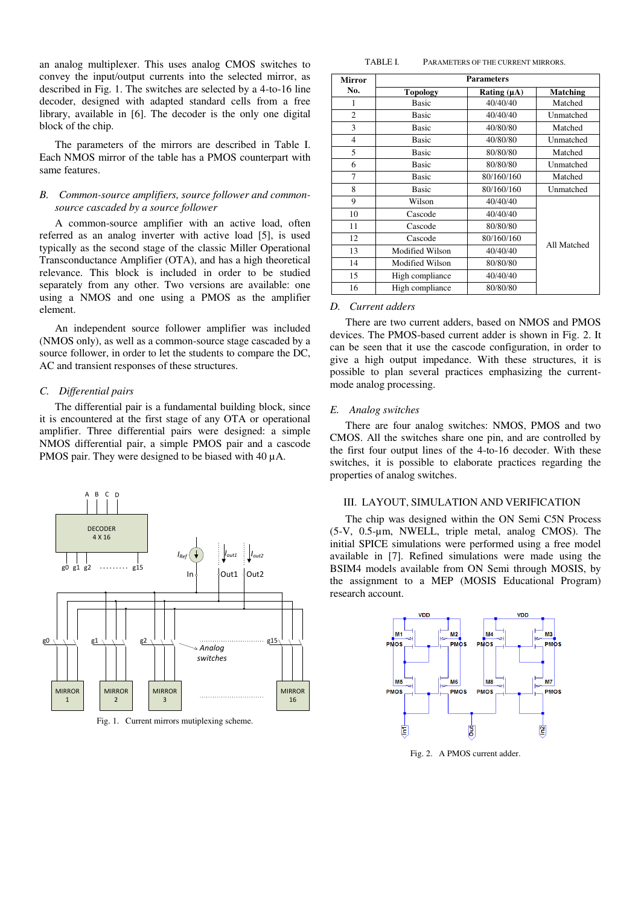an analog multiplexer. This uses analog CMOS switches to convey the input/output currents into the selected mirror, as described in Fig. 1. The switches are selected by a 4-to-16 line decoder, designed with adapted standard cells from a free library, available in [6]. The decoder is the only one digital block of the chip.

The parameters of the mirrors are described in Table I. Each NMOS mirror of the table has a PMOS counterpart with same features.

### *B. Common-source amplifiers, source follower and common-source cascaded by a source follower*

A common-source amplifier with an active load, often referred as an analog inverter with active load [5], is used typically as the second stage of the classic Miller Operational Transconductance Amplifier (OTA), and has a high theoretical relevance. This block is included in order to be studied separately from any other. Two versions are available: one using a NMOS and one using a PMOS as the amplifier element.

An independent source follower amplifier was included (NMOS only), as well as a common-source stage cascaded by a source follower, in order to let the students to compare the DC, AC and transient responses of these structures.

### *C. Differential pairs*

The differential pair is a fundamental building block, since it is encountered at the first stage of any OTA or operational amplifier. Three differential pairs were designed: a simple NMOS differential pair, a simple PMOS pair and a cascode PMOS pair. They were designed to be biased with 40 µA.

Fig. 1. Current mirrors mutiplexing scheme.

TABLE I. PARAMETERS OF THE CURRENT MIRRORS.

| Mirror No. | Topology | Rating (µA) | Matching |
|---|---|---|---|
| 1 | Basic | 40/40/40 | Matched |
| 2 | Basic | 40/40/40 | Unmatched |
| 3 | Basic | 40/80/80 | Matched |
| 4 | Basic | 40/80/80 | Unmatched |
| 5 | Basic | 80/80/80 | Matched |
| 6 | Basic | 80/80/80 | Unmatched |
| 7 | Basic | 80/160/160 | Matched |
| 8 | Basic | 80/160/160 | Unmatched |
| 9 | Wilson | 40/40/40 | All Matched |
| 10 | Cascode | 40/40/40 | |
| 11 | Cascode | 80/80/80 | |
| 12 | Cascode | 80/160/160 | |
| 13 | Modified Wilson | 40/40/40 | |
| 14 | Modified Wilson | 80/80/80 | |
| 15 | High compliance | 40/40/40 | |
| 16 | High compliance | 80/80/80 | |

### *D. Current adders*

There are two current adders, based on NMOS and PMOS devices. The PMOS-based current adder is shown in Fig. 2. It can be seen that it use the cascode configuration, in order to give a high output impedance. With these structures, it is possible to plan several practices emphasizing the current-mode analog processing.

### *E. Analog switches*

There are four analog switches: NMOS, PMOS and two CMOS. All the switches share one pin, and are controlled by the first four output lines of the 4-to-16 decoder. With these switches, it is possible to elaborate practices regarding the properties of analog switches.

## III. LAYOUT, SIMULATION AND VERIFICATION

The chip was designed within the ON Semi C5N Process (5-V, 0.5-µm, NWELL, triple metal, analog CMOS). The initial SPICE simulations were performed using a free model available in [7]. Refined simulations were made using the BSIM4 models available from ON Semi through MOSIS, by the assignment to a MEP (MOSIS Educational Program) research account.

Fig. 2. A PMOS current adder.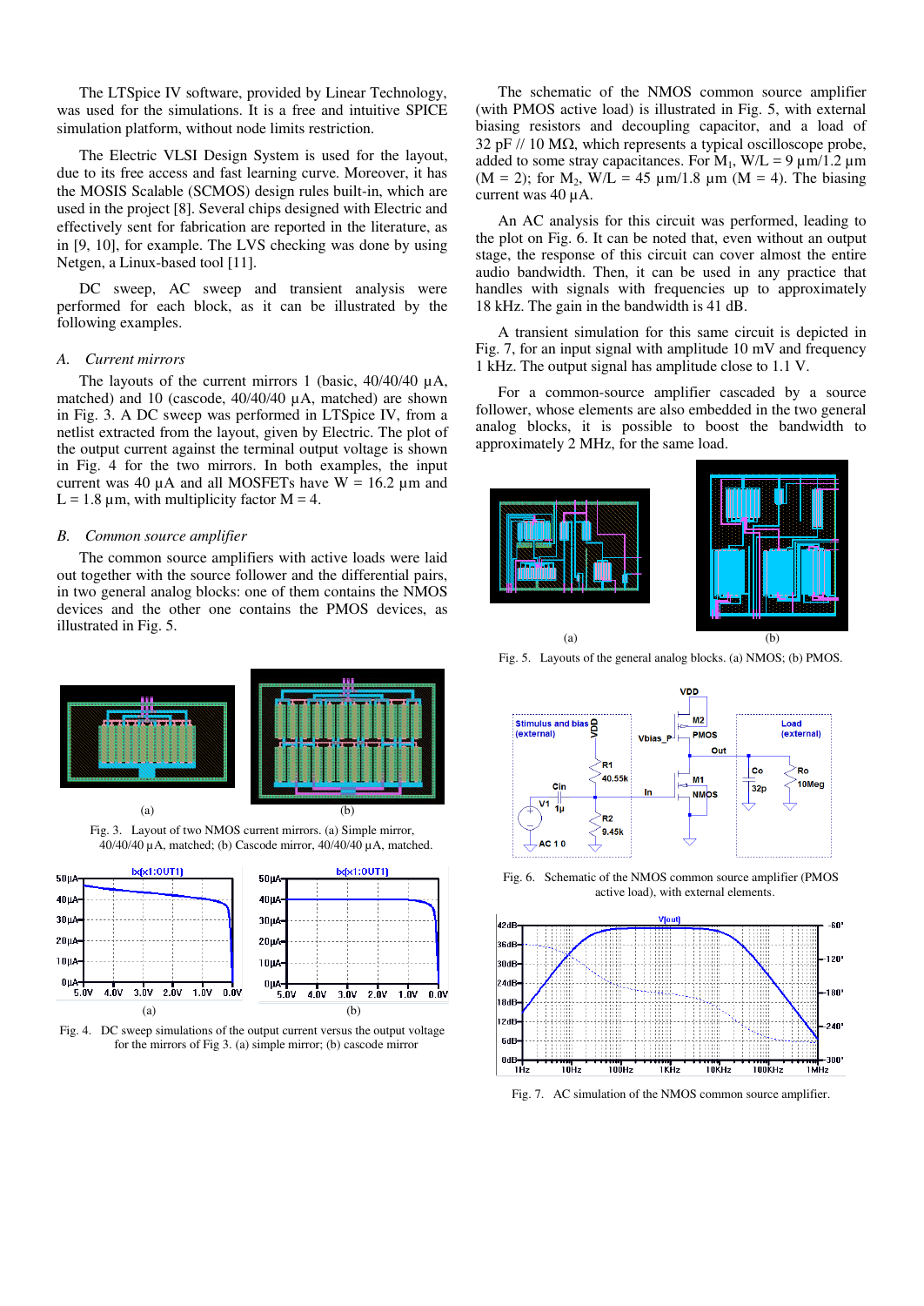The LTSpice IV software, provided by Linear Technology, was used for the simulations. It is a free and intuitive SPICE simulation platform, without node limits restriction.

The Electric VLSI Design System is used for the layout, due to its free access and fast learning curve. Moreover, it has the MOSIS Scalable (SCMOS) design rules built-in, which are used in the project [8]. Several chips designed with Electric and effectively sent for fabrication are reported in the literature, as in [9, 10], for example. The LVS checking was done by using Netgen, a Linux-based tool [11].

DC sweep, AC sweep and transient analysis were performed for each block, as it can be illustrated by the following examples.

### *A. Current mirrors*

The layouts of the current mirrors 1 (basic, 40/40/40 µA, matched) and 10 (cascode, 40/40/40 µA, matched) are shown in Fig. 3. A DC sweep was performed in LTSpice IV, from a netlist extracted from the layout, given by Electric. The plot of the output current against the terminal output voltage is shown in Fig. 4 for the two mirrors. In both examples, the input current was 40 µA and all MOSFETs have W = 16.2 µm and L = 1.8 µm, with multiplicity factor M = 4.

### *B. Common source amplifier*

The common source amplifiers with active loads were laid out together with the source follower and the differential pairs, in two general analog blocks: one of them contains the NMOS devices and the other one contains the PMOS devices, as illustrated in Fig. 5.

Fig. 3. Layout of two NMOS current mirrors. (a) Simple mirror, 40/40/40 µA, matched; (b) Cascode mirror, 40/40/40 µA, matched.

Fig. 4. DC sweep simulations of the output current versus the output voltage for the mirrors of Fig 3. (a) simple mirror; (b) cascode mirror

The schematic of the NMOS common source amplifier (with PMOS active load) is illustrated in Fig. 5, with external biasing resistors and decoupling capacitor, and a load of 32 pF // 10 MΩ, which represents a typical oscilloscope probe, added to some stray capacitances. For $M_1$, W/L = 9 µm/1.2 µm (M = 2); for $M_2$, W/L = 45 µm/1.8 µm (M = 4). The biasing current was 40 µA.

An AC analysis for this circuit was performed, leading to the plot on Fig. 6. It can be noted that, even without an output stage, the response of this circuit can cover almost the entire audio bandwidth. Then, it can be used in any practice that handles with signals with frequencies up to approximately 18 kHz. The gain in the bandwidth is 41 dB.

A transient simulation for this same circuit is depicted in Fig. 7, for an input signal with amplitude 10 mV and frequency 1 kHz. The output signal has amplitude close to 1.1 V.

For a common-source amplifier cascaded by a source follower, whose elements are also embedded in the two general analog blocks, it is possible to boost the bandwidth to approximately 2 MHz, for the same load.

Fig. 5. Layouts of the general analog blocks. (a) NMOS; (b) PMOS.

Fig. 6. Schematic of the NMOS common source amplifier (PMOS active load), with external elements.

Fig. 7. AC simulation of the NMOS common source amplifier.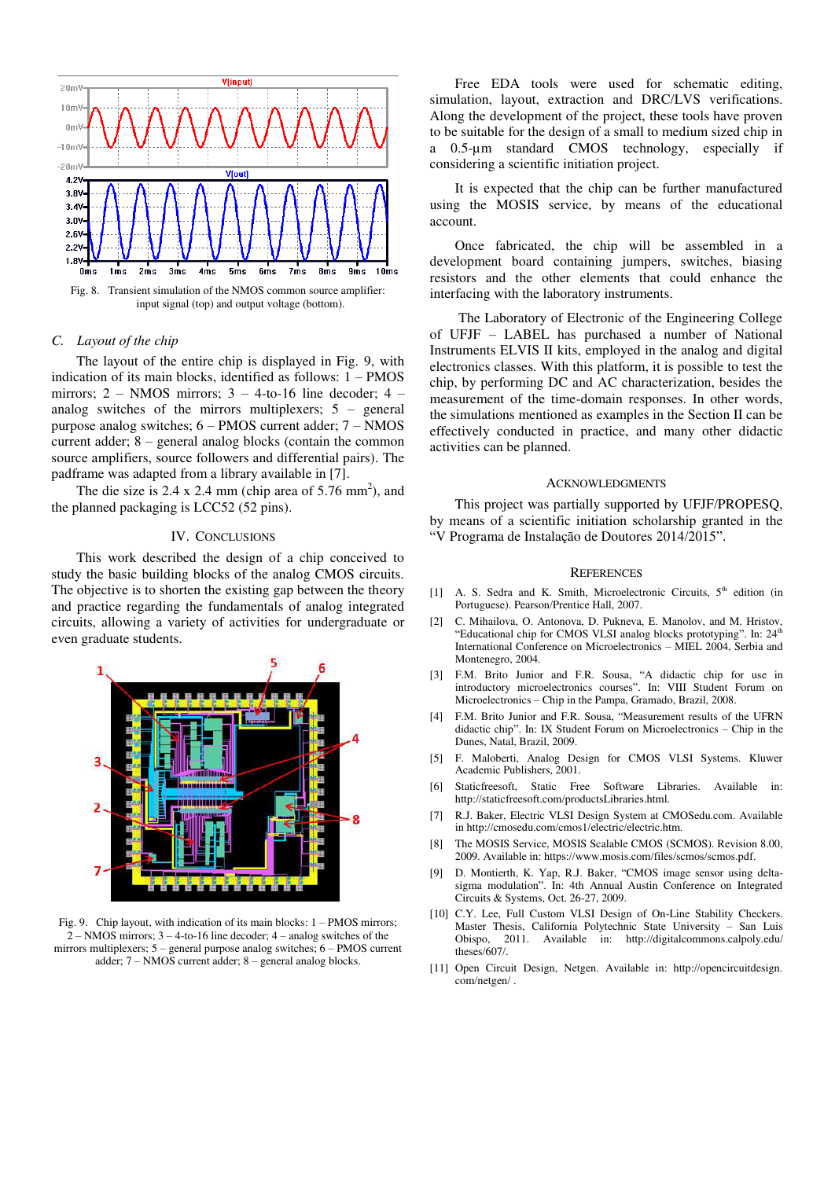V[input]

20mV
10mV
0mV
-10mV
-20mV

V[out]

4.2V
3.8V
3.4V
3.0V
2.6V
2.2V
1.8V

0ms 1ms 2ms 3ms 4ms 5ms 6ms 7ms 8ms 9ms 10ms

Fig. 8. Transient simulation of the NMOS common source amplifier: input signal (top) and output voltage (bottom).

### C. *Layout of the chip*

The layout of the entire chip is displayed in Fig. 9, with indication of its main blocks, identified as follows: 1 – PMOS mirrors; 2 – NMOS mirrors; 3 – 4-to-16 line decoder; 4 – analog switches of the mirrors multiplexers; 5 – general purpose analog switches; 6 – PMOS current adder; 7 – NMOS current adder; 8 – general analog blocks (contain the common source amplifiers, source followers and differential pairs). The padframe was adapted from a library available in [7].

The die size is 2.4 x 2.4 mm (chip area of 5.76 mm$^2$), and the planned packaging is LCC52 (52 pins).

## IV. Conclusions

This work described the design of a chip conceived to study the basic building blocks of the analog CMOS circuits. The objective is to shorten the existing gap between the theory and practice regarding the fundamentals of analog integrated circuits, allowing a variety of activities for undergraduate or even graduate students.

1
5
6
4
3
2
8
7

Fig. 9. Chip layout, with indication of its main blocks: 1 – PMOS mirrors; 2 – NMOS mirrors; 3 – 4-to-16 line decoder; 4 – analog switches of the mirrors multiplexers; 5 – general purpose analog switches; 6 – PMOS current adder; 7 – NMOS current adder; 8 – general analog blocks.

Free EDA tools were used for schematic editing, simulation, layout, extraction and DRC/LVS verifications. Along the development of the project, these tools have proven to be suitable for the design of a small to medium sized chip in a 0.5-µm standard CMOS technology, especially if considering a scientific initiation project.

It is expected that the chip can be further manufactured using the MOSIS service, by means of the educational account.

Once fabricated, the chip will be assembled in a development board containing jumpers, switches, biasing resistors and the other elements that could enhance the interfacing with the laboratory instruments.

The Laboratory of Electronic of the Engineering College of UFJF – LABEL has purchased a number of National Instruments ELVIS II kits, employed in the analog and digital electronics classes. With this platform, it is possible to test the chip, by performing DC and AC characterization, besides the measurement of the time-domain responses. In other words, the simulations mentioned as examples in the Section II can be effectively conducted in practice, and many other didactic activities can be planned.

## Acknowledgments

This project was partially supported by UFJF/PROPESQ, by means of a scientific initiation scholarship granted in the "V Programa de Instalação de Doutores 2014/2015".

## References

[1] A. S. Sedra and K. Smith, Microelectronic Circuits, 5th edition (in Portuguese). Pearson/Prentice Hall, 2007.

[2] C. Mihailova, O. Antonova, D. Pukneva, E. Manolov, and M. Hristov, "Educational chip for CMOS VLSI analog blocks prototyping". In: 24th International Conference on Microelectronics – MIEL 2004, Serbia and Montenegro, 2004.

[3] F.M. Brito Junior and F.R. Sousa, "A didactic chip for use in introductory microelectronics courses". In: VIII Student Forum on Microelectronics – Chip in the Pampa, Gramado, Brazil, 2008.

[4] F.M. Brito Junior and F.R. Sousa, "Measurement results of the UFRN didactic chip". In: IX Student Forum on Microelectronics – Chip in the Dunes, Natal, Brazil, 2009.

[5] F. Maloberti, Analog Design for CMOS VLSI Systems. Kluwer Academic Publishers, 2001.

[6] Staticfreesoft, Static Free Software Libraries. Available in: http://staticfreesoft.com/productsLibraries.html.

[7] R.J. Baker, Electric VLSI Design System at CMOSedu.com. Available in http://cmosedu.com/cmos1/electric/electric.htm.

[8] The MOSIS Service, MOSIS Scalable CMOS (SCMOS). Revision 8.00, 2009. Available in: https://www.mosis.com/files/scmos/scmos.pdf.

[9] D. Montierth, K. Yap, R.J. Baker, "CMOS image sensor using delta-sigma modulation". In: 4th Annual Austin Conference on Integrated Circuits & Systems, Oct. 26-27, 2009.

[10] C.Y. Lee, Full Custom VLSI Design of On-Line Stability Checkers. Master Thesis, California Polytechnic State University – San Luis Obispo, 2011. Available in: http://digitalcommons.calpoly.edu/theses/607/.

[11] Open Circuit Design, Netgen. Available in: http://opencircuitdesign.com/netgen/ .